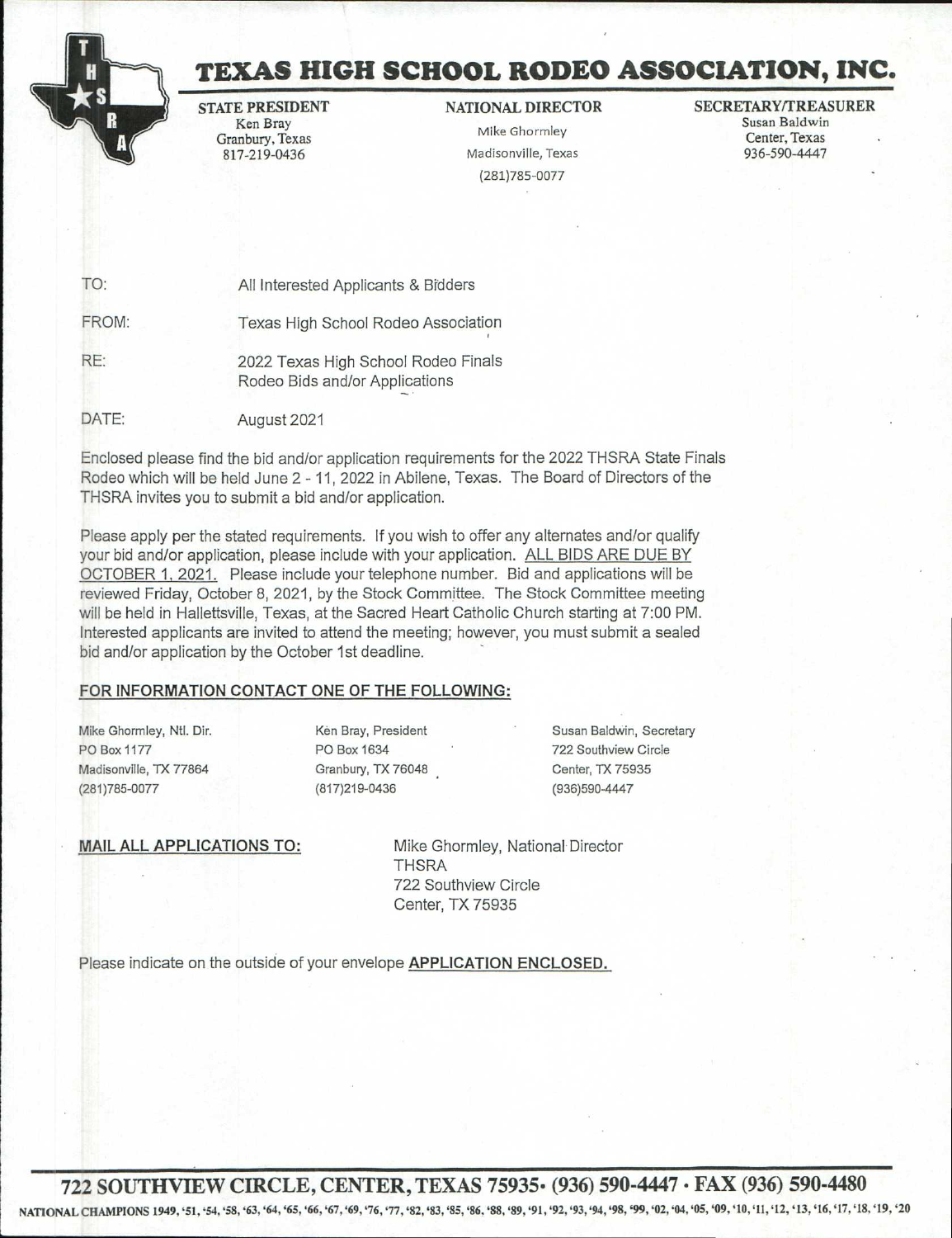# TEXAS HIGH SCHOOL RODEO ASSOCIATION, INC.

**STATE PRESIDENT**
Ken Bray
Granbury, Texas
817-219-0436

**NATIONAL DIRECTOR**
Mike Ghormley
Madisonville, Texas
(281)785-0077

**SECRETARY/TREASURER**
Susan Baldwin
Center, Texas
936-590-4447

TO: All Interested Applicants & Bidders

FROM: Texas High School Rodeo Association

RE: 2022 Texas High School Rodeo Finals
Rodeo Bids and/or Applications

DATE: August 2021

Enclosed please find the bid and/or application requirements for the 2022 THSRA State Finals Rodeo which will be held June 2 - 11, 2022 in Abilene, Texas. The Board of Directors of the THSRA invites you to submit a bid and/or application.

Please apply per the stated requirements. If you wish to offer any alternates and/or qualify your bid and/or application, please include with your application. <u>ALL BIDS ARE DUE BY OCTOBER 1, 2021.</u> Please include your telephone number. Bid and applications will be reviewed Friday, October 8, 2021, by the Stock Committee. The Stock Committee meeting will be held in Hallettsville, Texas, at the Sacred Heart Catholic Church starting at 7:00 PM. Interested applicants are invited to attend the meeting; however, you must submit a sealed bid and/or application by the October 1st deadline.

**<u>FOR INFORMATION CONTACT ONE OF THE FOLLOWING:</u>**

Mike Ghormley, Ntl. Dir.
PO Box 1177
Madisonville, TX 77864
(281)785-0077

Ken Bray, President
PO Box 1634
Granbury, TX 76048
(817)219-0436

Susan Baldwin, Secretary
722 Southview Circle
Center, TX 75935
(936)590-4447

**<u>MAIL ALL APPLICATIONS TO:</u>**

Mike Ghormley, National Director
THSRA
722 Southview Circle
Center, TX 75935

Please indicate on the outside of your envelope **<u>APPLICATION ENCLOSED.</u>**

**722 SOUTHVIEW CIRCLE, CENTER, TEXAS 75935 · (936) 590-4447 · FAX (936) 590-4480**

**NATIONAL CHAMPIONS 1949, '51, '54, '58, '63, '64, '65, '66, '67, '69, '76, '77, '82, '83, '85, '86, '88, '89, '91, '92, '93, '94, '98, '99, '02, '04, '05, '09, '10, '11, '12, '13, '16, '17, '18, '19, '20**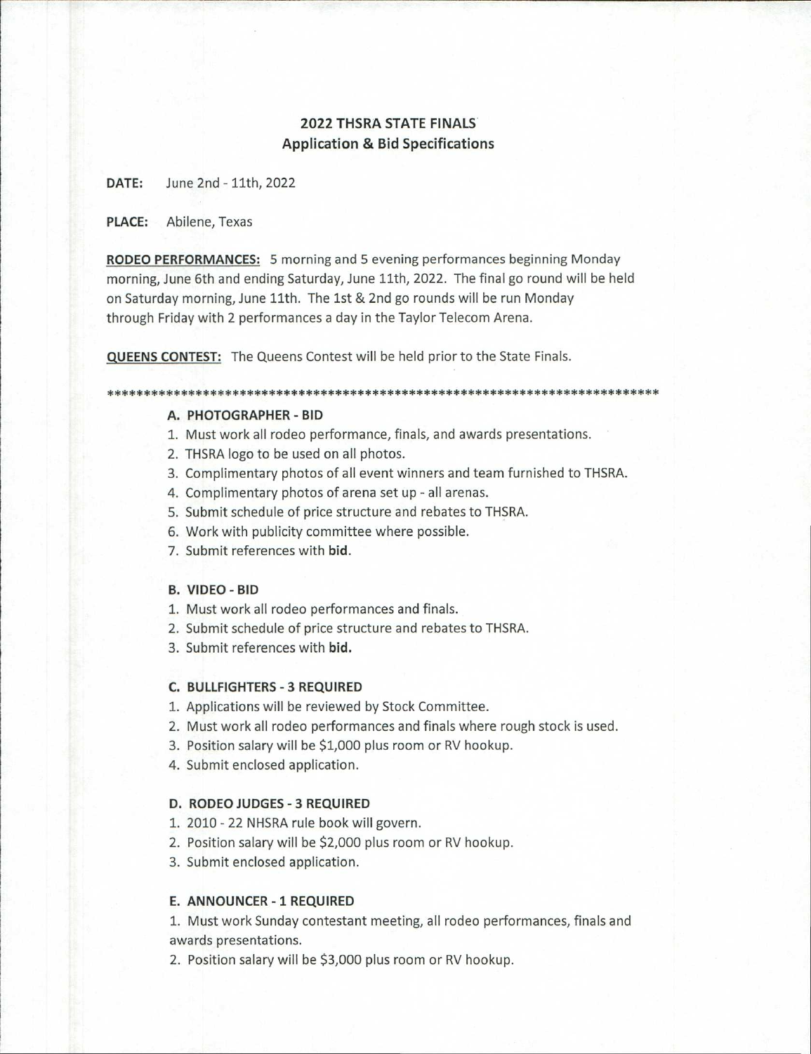## 2022 THSRA STATE FINALS
## Application & Bid Specifications

**DATE:** June 2nd - 11th, 2022

**PLACE:** Abilene, Texas

**RODEO PERFORMANCES:** 5 morning and 5 evening performances beginning Monday morning, June 6th and ending Saturday, June 11th, 2022. The final go round will be held on Saturday morning, June 11th. The 1st & 2nd go rounds will be run Monday through Friday with 2 performances a day in the Taylor Telecom Arena.

**QUEENS CONTEST:** The Queens Contest will be held prior to the State Finals.

***************************************************************************

### A. PHOTOGRAPHER - BID

1. Must work all rodeo performance, finals, and awards presentations.
2. THSRA logo to be used on all photos.
3. Complimentary photos of all event winners and team furnished to THSRA.
4. Complimentary photos of arena set up - all arenas.
5. Submit schedule of price structure and rebates to THSRA.
6. Work with publicity committee where possible.
7. Submit references with **bid**.

### B. VIDEO - BID

1. Must work all rodeo performances and finals.
2. Submit schedule of price structure and rebates to THSRA.
3. Submit references with **bid.**

### C. BULLFIGHTERS - 3 REQUIRED

1. Applications will be reviewed by Stock Committee.
2. Must work all rodeo performances and finals where rough stock is used.
3. Position salary will be $1,000 plus room or RV hookup.
4. Submit enclosed application.

### D. RODEO JUDGES - 3 REQUIRED

1. 2010 - 22 NHSRA rule book will govern.
2. Position salary will be $2,000 plus room or RV hookup.
3. Submit enclosed application.

### E. ANNOUNCER - 1 REQUIRED

1. Must work Sunday contestant meeting, all rodeo performances, finals and awards presentations.
2. Position salary will be $3,000 plus room or RV hookup.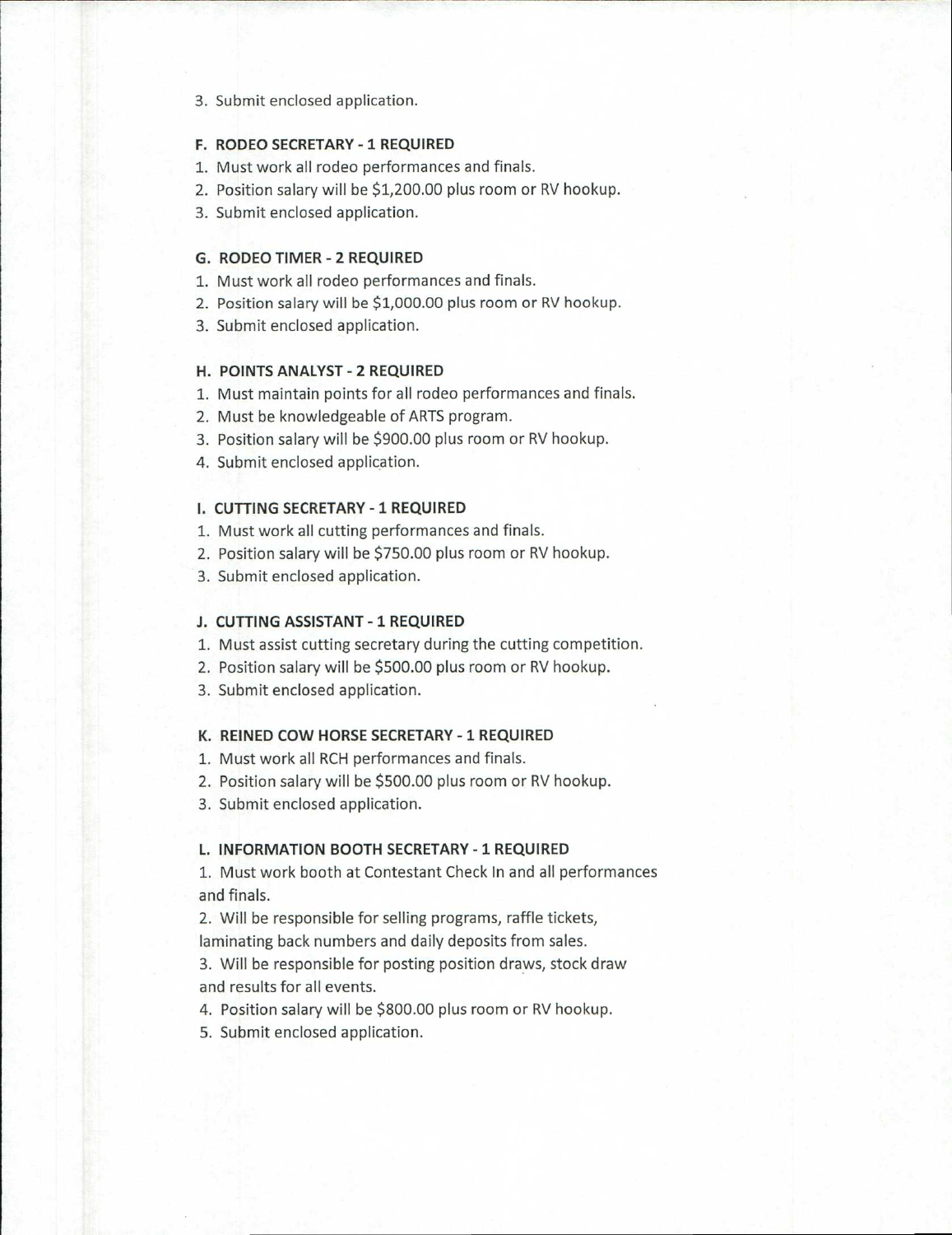3. Submit enclosed application.

**F. RODEO SECRETARY - 1 REQUIRED**

1. Must work all rodeo performances and finals.
2. Position salary will be $1,200.00 plus room or RV hookup.
3. Submit enclosed application.

**G. RODEO TIMER - 2 REQUIRED**

1. Must work all rodeo performances and finals.
2. Position salary will be $1,000.00 plus room or RV hookup.
3. Submit enclosed application.

**H. POINTS ANALYST - 2 REQUIRED**

1. Must maintain points for all rodeo performances and finals.
2. Must be knowledgeable of ARTS program.
3. Position salary will be $900.00 plus room or RV hookup.
4. Submit enclosed application.

**I. CUTTING SECRETARY - 1 REQUIRED**

1. Must work all cutting performances and finals.
2. Position salary will be $750.00 plus room or RV hookup.
3. Submit enclosed application.

**J. CUTTING ASSISTANT - 1 REQUIRED**

1. Must assist cutting secretary during the cutting competition.
2. Position salary will be $500.00 plus room or RV hookup.
3. Submit enclosed application.

**K. REINED COW HORSE SECRETARY - 1 REQUIRED**

1. Must work all RCH performances and finals.
2. Position salary will be $500.00 plus room or RV hookup.
3. Submit enclosed application.

**L. INFORMATION BOOTH SECRETARY - 1 REQUIRED**

1. Must work booth at Contestant Check In and all performances and finals.
2. Will be responsible for selling programs, raffle tickets, laminating back numbers and daily deposits from sales.
3. Will be responsible for posting position draws, stock draw and results for all events.
4. Position salary will be $800.00 plus room or RV hookup.
5. Submit enclosed application.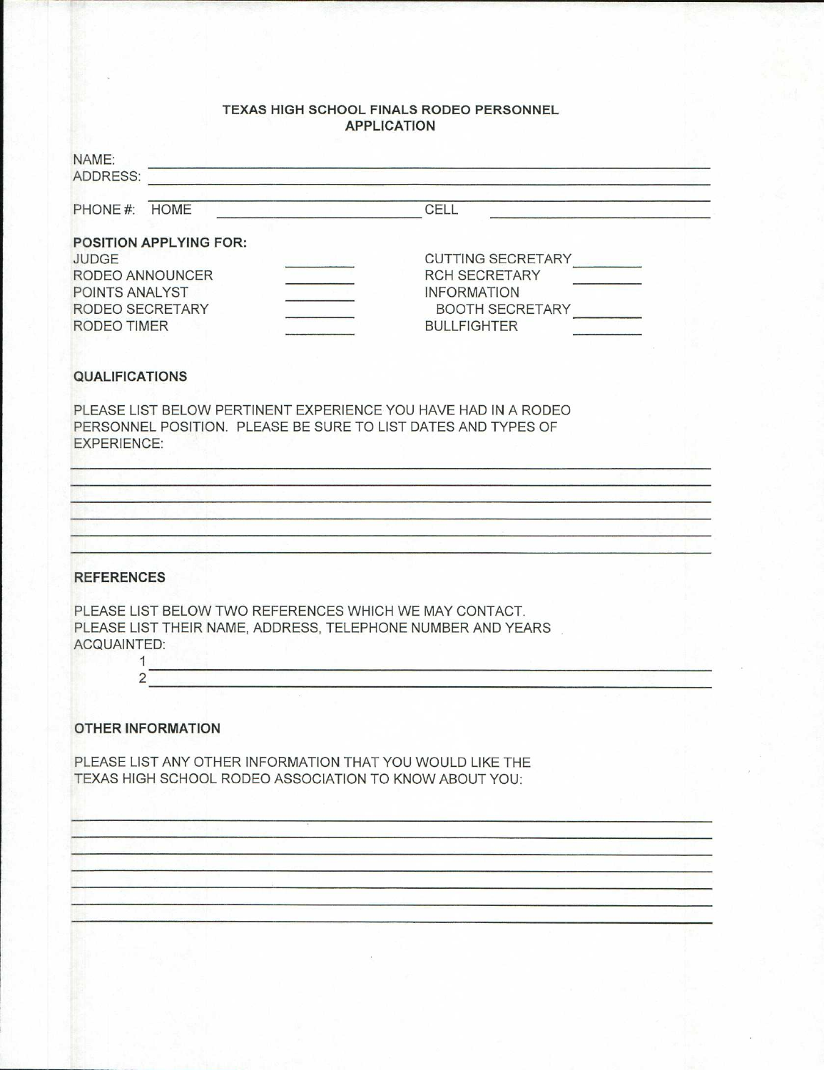# TEXAS HIGH SCHOOL FINALS RODEO PERSONNEL APPLICATION

NAME: ____________________________________________

ADDRESS: ____________________________________________

____________________________________________

PHONE #: HOME ____________________ CELL ____________________

**POSITION APPLYING FOR:**

| | | | |
|---|---|---|---|
| JUDGE | ________ | CUTTING SECRETARY | ________ |
| RODEO ANNOUNCER | ________ | RCH SECRETARY | ________ |
| POINTS ANALYST | ________ | INFORMATION BOOTH SECRETARY | ________ |
| RODEO SECRETARY | ________ | BULLFIGHTER | ________ |
| RODEO TIMER | ________ | | |

## QUALIFICATIONS

PLEASE LIST BELOW PERTINENT EXPERIENCE YOU HAVE HAD IN A RODEO PERSONNEL POSITION. PLEASE BE SURE TO LIST DATES AND TYPES OF EXPERIENCE:

____________________________________________

____________________________________________

____________________________________________

____________________________________________

____________________________________________

## REFERENCES

PLEASE LIST BELOW TWO REFERENCES WHICH WE MAY CONTACT. PLEASE LIST THEIR NAME, ADDRESS, TELEPHONE NUMBER AND YEARS ACQUAINTED:

1 ____________________________________________

2 ____________________________________________

## OTHER INFORMATION

PLEASE LIST ANY OTHER INFORMATION THAT YOU WOULD LIKE THE TEXAS HIGH SCHOOL RODEO ASSOCIATION TO KNOW ABOUT YOU:

____________________________________________

____________________________________________

____________________________________________

____________________________________________

____________________________________________

____________________________________________

____________________________________________